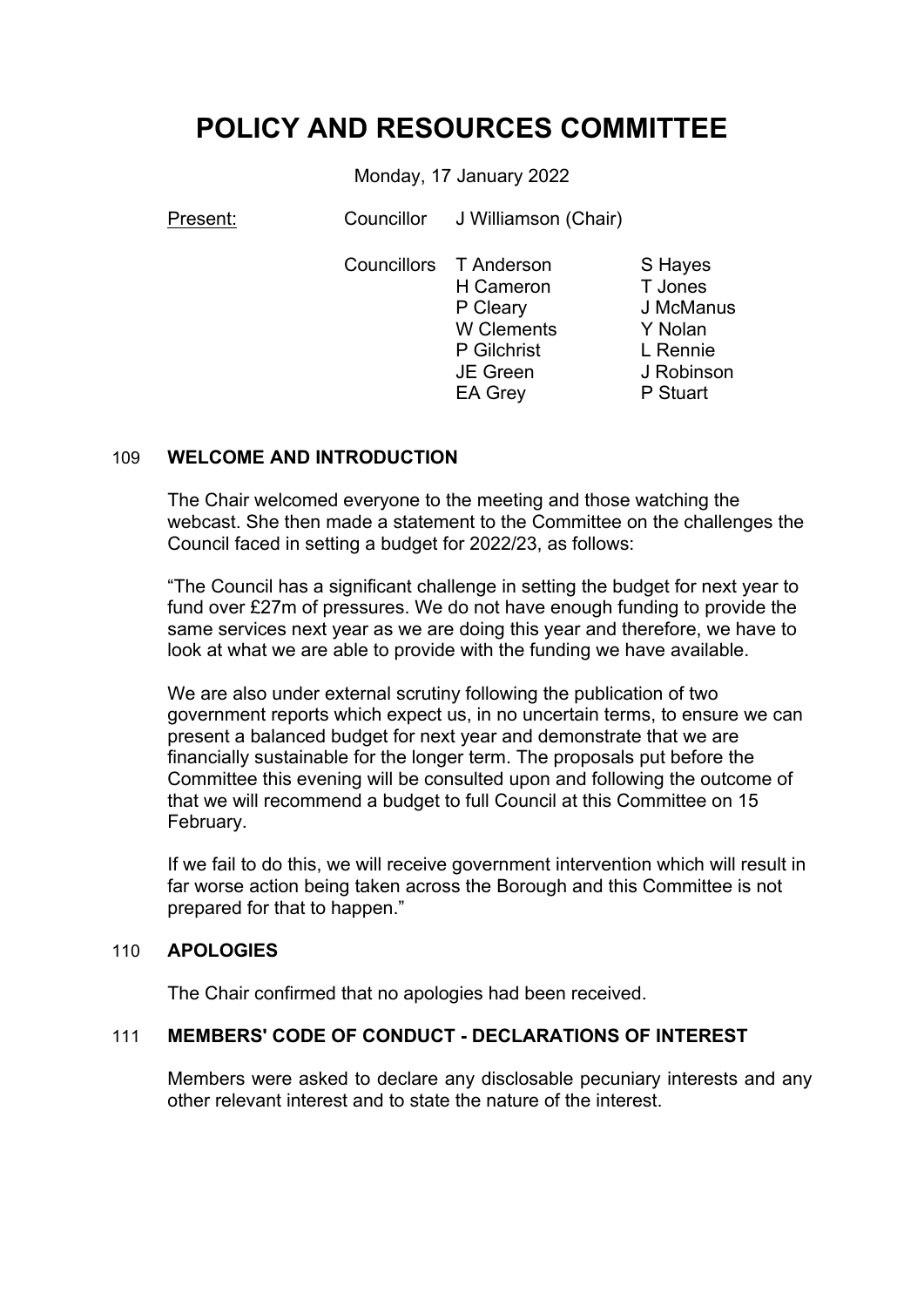# POLICY AND RESOURCES COMMITTEE

Monday, 17 January 2022

| Present: | Councillor | J Williamson (Chair) | |
|---|---|---|---|
| | Councillors | T Anderson | S Hayes |
| | | H Cameron | T Jones |
| | | P Cleary | J McManus |
| | | W Clements | Y Nolan |
| | | P Gilchrist | L Rennie |
| | | JE Green | J Robinson |
| | | EA Grey | P Stuart |

## 109 WELCOME AND INTRODUCTION

The Chair welcomed everyone to the meeting and those watching the webcast. She then made a statement to the Committee on the challenges the Council faced in setting a budget for 2022/23, as follows:

"The Council has a significant challenge in setting the budget for next year to fund over £27m of pressures. We do not have enough funding to provide the same services next year as we are doing this year and therefore, we have to look at what we are able to provide with the funding we have available.

We are also under external scrutiny following the publication of two government reports which expect us, in no uncertain terms, to ensure we can present a balanced budget for next year and demonstrate that we are financially sustainable for the longer term. The proposals put before the Committee this evening will be consulted upon and following the outcome of that we will recommend a budget to full Council at this Committee on 15 February.

If we fail to do this, we will receive government intervention which will result in far worse action being taken across the Borough and this Committee is not prepared for that to happen."

## 110 APOLOGIES

The Chair confirmed that no apologies had been received.

## 111 MEMBERS' CODE OF CONDUCT - DECLARATIONS OF INTEREST

Members were asked to declare any disclosable pecuniary interests and any other relevant interest and to state the nature of the interest.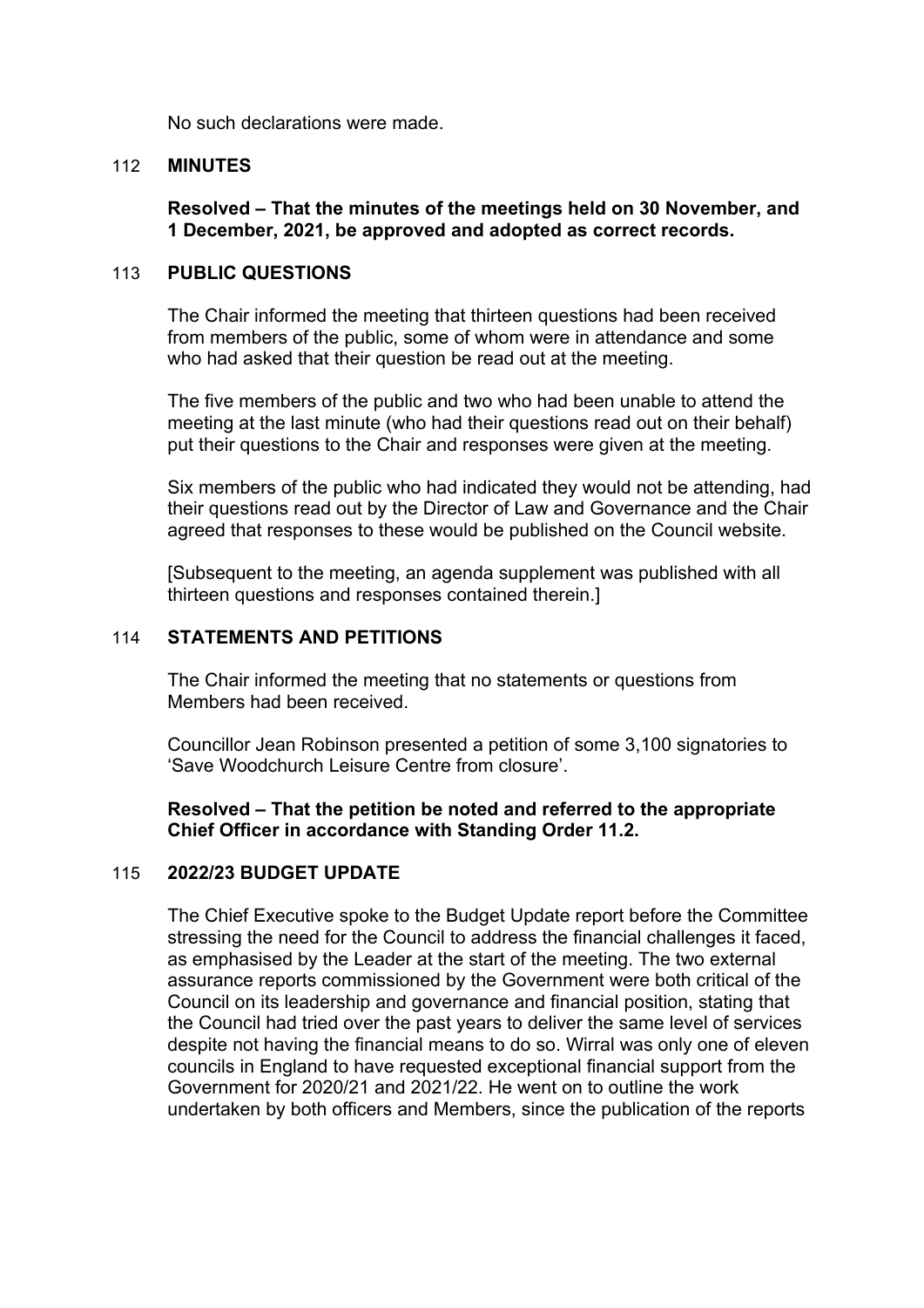No such declarations were made.

## 112 MINUTES

**Resolved – That the minutes of the meetings held on 30 November, and 1 December, 2021, be approved and adopted as correct records.**

## 113 PUBLIC QUESTIONS

The Chair informed the meeting that thirteen questions had been received from members of the public, some of whom were in attendance and some who had asked that their question be read out at the meeting.

The five members of the public and two who had been unable to attend the meeting at the last minute (who had their questions read out on their behalf) put their questions to the Chair and responses were given at the meeting.

Six members of the public who had indicated they would not be attending, had their questions read out by the Director of Law and Governance and the Chair agreed that responses to these would be published on the Council website.

[Subsequent to the meeting, an agenda supplement was published with all thirteen questions and responses contained therein.]

## 114 STATEMENTS AND PETITIONS

The Chair informed the meeting that no statements or questions from Members had been received.

Councillor Jean Robinson presented a petition of some 3,100 signatories to 'Save Woodchurch Leisure Centre from closure'.

**Resolved – That the petition be noted and referred to the appropriate Chief Officer in accordance with Standing Order 11.2.**

## 115 2022/23 BUDGET UPDATE

The Chief Executive spoke to the Budget Update report before the Committee stressing the need for the Council to address the financial challenges it faced, as emphasised by the Leader at the start of the meeting. The two external assurance reports commissioned by the Government were both critical of the Council on its leadership and governance and financial position, stating that the Council had tried over the past years to deliver the same level of services despite not having the financial means to do so. Wirral was only one of eleven councils in England to have requested exceptional financial support from the Government for 2020/21 and 2021/22. He went on to outline the work undertaken by both officers and Members, since the publication of the reports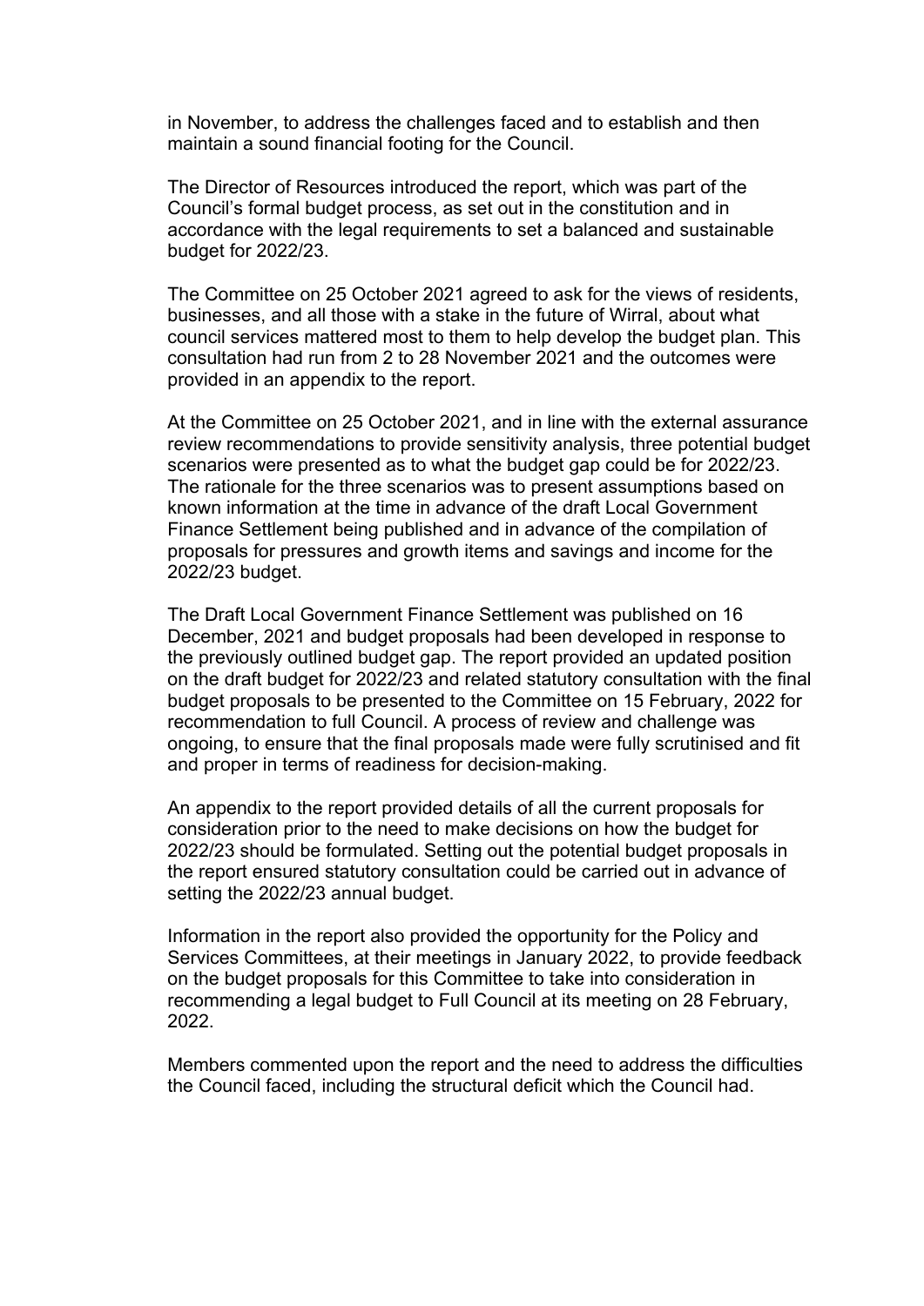in November, to address the challenges faced and to establish and then maintain a sound financial footing for the Council.

The Director of Resources introduced the report, which was part of the Council's formal budget process, as set out in the constitution and in accordance with the legal requirements to set a balanced and sustainable budget for 2022/23.

The Committee on 25 October 2021 agreed to ask for the views of residents, businesses, and all those with a stake in the future of Wirral, about what council services mattered most to them to help develop the budget plan. This consultation had run from 2 to 28 November 2021 and the outcomes were provided in an appendix to the report.

At the Committee on 25 October 2021, and in line with the external assurance review recommendations to provide sensitivity analysis, three potential budget scenarios were presented as to what the budget gap could be for 2022/23. The rationale for the three scenarios was to present assumptions based on known information at the time in advance of the draft Local Government Finance Settlement being published and in advance of the compilation of proposals for pressures and growth items and savings and income for the 2022/23 budget.

The Draft Local Government Finance Settlement was published on 16 December, 2021 and budget proposals had been developed in response to the previously outlined budget gap. The report provided an updated position on the draft budget for 2022/23 and related statutory consultation with the final budget proposals to be presented to the Committee on 15 February, 2022 for recommendation to full Council. A process of review and challenge was ongoing, to ensure that the final proposals made were fully scrutinised and fit and proper in terms of readiness for decision-making.

An appendix to the report provided details of all the current proposals for consideration prior to the need to make decisions on how the budget for 2022/23 should be formulated. Setting out the potential budget proposals in the report ensured statutory consultation could be carried out in advance of setting the 2022/23 annual budget.

Information in the report also provided the opportunity for the Policy and Services Committees, at their meetings in January 2022, to provide feedback on the budget proposals for this Committee to take into consideration in recommending a legal budget to Full Council at its meeting on 28 February, 2022.

Members commented upon the report and the need to address the difficulties the Council faced, including the structural deficit which the Council had.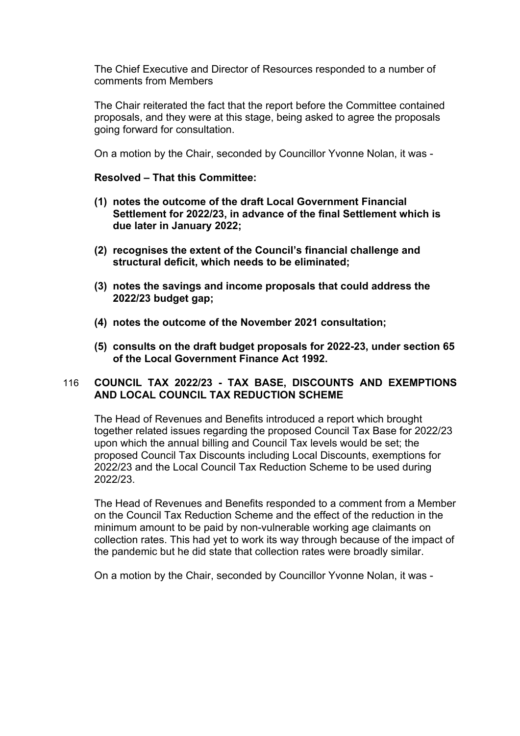The Chief Executive and Director of Resources responded to a number of comments from Members

The Chair reiterated the fact that the report before the Committee contained proposals, and they were at this stage, being asked to agree the proposals going forward for consultation.

On a motion by the Chair, seconded by Councillor Yvonne Nolan, it was -

**Resolved – That this Committee:**

**(1) notes the outcome of the draft Local Government Financial Settlement for 2022/23, in advance of the final Settlement which is due later in January 2022;**

**(2) recognises the extent of the Council's financial challenge and structural deficit, which needs to be eliminated;**

**(3) notes the savings and income proposals that could address the 2022/23 budget gap;**

**(4) notes the outcome of the November 2021 consultation;**

**(5) consults on the draft budget proposals for 2022-23, under section 65 of the Local Government Finance Act 1992.**

## 116 COUNCIL TAX 2022/23 - TAX BASE, DISCOUNTS AND EXEMPTIONS AND LOCAL COUNCIL TAX REDUCTION SCHEME

The Head of Revenues and Benefits introduced a report which brought together related issues regarding the proposed Council Tax Base for 2022/23 upon which the annual billing and Council Tax levels would be set; the proposed Council Tax Discounts including Local Discounts, exemptions for 2022/23 and the Local Council Tax Reduction Scheme to be used during 2022/23.

The Head of Revenues and Benefits responded to a comment from a Member on the Council Tax Reduction Scheme and the effect of the reduction in the minimum amount to be paid by non-vulnerable working age claimants on collection rates. This had yet to work its way through because of the impact of the pandemic but he did state that collection rates were broadly similar.

On a motion by the Chair, seconded by Councillor Yvonne Nolan, it was -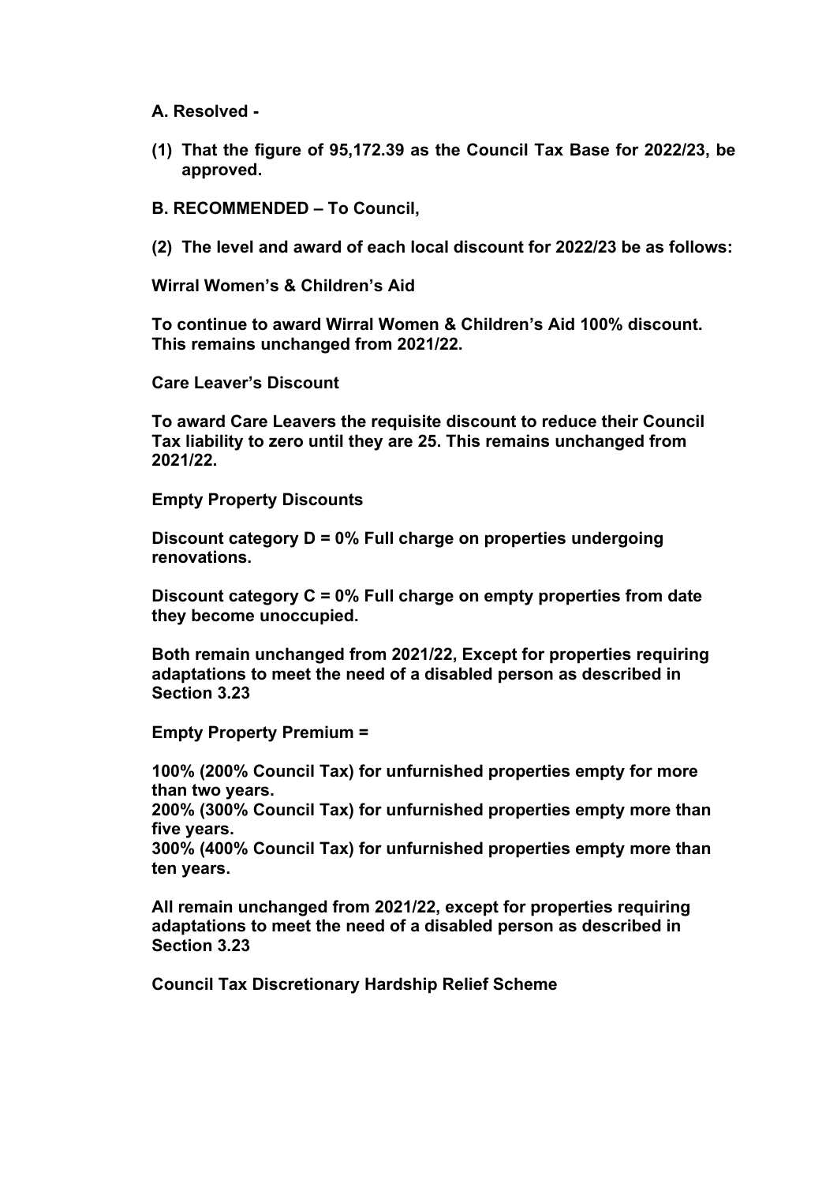**A. Resolved -**

**(1) That the figure of 95,172.39 as the Council Tax Base for 2022/23, be approved.**

**B. RECOMMENDED – To Council,**

**(2) The level and award of each local discount for 2022/23 be as follows:**

**Wirral Women's & Children's Aid**

**To continue to award Wirral Women & Children's Aid 100% discount. This remains unchanged from 2021/22.**

**Care Leaver's Discount**

**To award Care Leavers the requisite discount to reduce their Council Tax liability to zero until they are 25. This remains unchanged from 2021/22.**

**Empty Property Discounts**

**Discount category D = 0% Full charge on properties undergoing renovations.**

**Discount category C = 0% Full charge on empty properties from date they become unoccupied.**

**Both remain unchanged from 2021/22, Except for properties requiring adaptations to meet the need of a disabled person as described in Section 3.23**

**Empty Property Premium =**

**100% (200% Council Tax) for unfurnished properties empty for more than two years.**
**200% (300% Council Tax) for unfurnished properties empty more than five years.**
**300% (400% Council Tax) for unfurnished properties empty more than ten years.**

**All remain unchanged from 2021/22, except for properties requiring adaptations to meet the need of a disabled person as described in Section 3.23**

**Council Tax Discretionary Hardship Relief Scheme**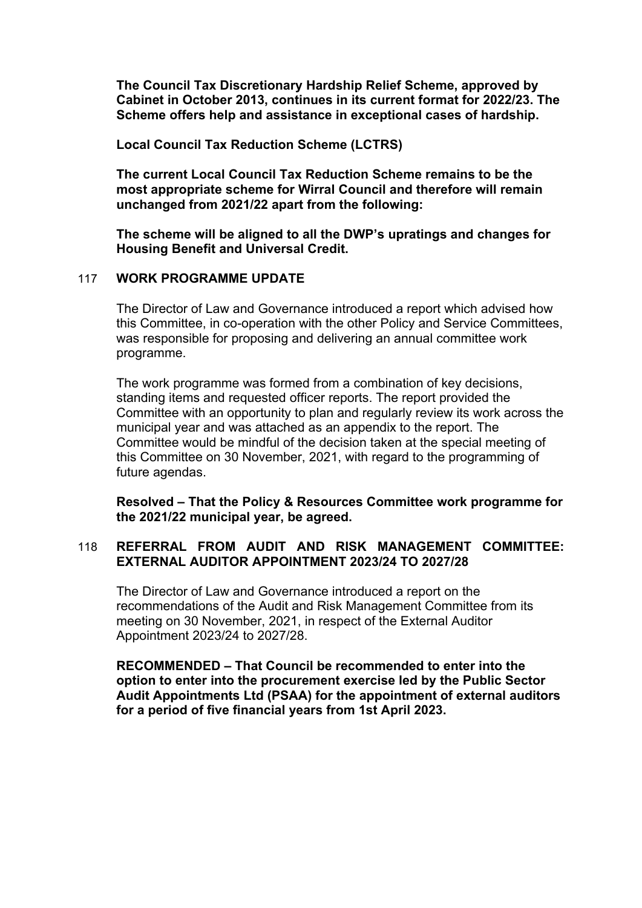**The Council Tax Discretionary Hardship Relief Scheme, approved by Cabinet in October 2013, continues in its current format for 2022/23. The Scheme offers help and assistance in exceptional cases of hardship.**

**Local Council Tax Reduction Scheme (LCTRS)**

**The current Local Council Tax Reduction Scheme remains to be the most appropriate scheme for Wirral Council and therefore will remain unchanged from 2021/22 apart from the following:**

**The scheme will be aligned to all the DWP's upratings and changes for Housing Benefit and Universal Credit.**

## 117 WORK PROGRAMME UPDATE

The Director of Law and Governance introduced a report which advised how this Committee, in co-operation with the other Policy and Service Committees, was responsible for proposing and delivering an annual committee work programme.

The work programme was formed from a combination of key decisions, standing items and requested officer reports. The report provided the Committee with an opportunity to plan and regularly review its work across the municipal year and was attached as an appendix to the report. The Committee would be mindful of the decision taken at the special meeting of this Committee on 30 November, 2021, with regard to the programming of future agendas.

**Resolved – That the Policy & Resources Committee work programme for the 2021/22 municipal year, be agreed.**

## 118 REFERRAL FROM AUDIT AND RISK MANAGEMENT COMMITTEE: EXTERNAL AUDITOR APPOINTMENT 2023/24 TO 2027/28

The Director of Law and Governance introduced a report on the recommendations of the Audit and Risk Management Committee from its meeting on 30 November, 2021, in respect of the External Auditor Appointment 2023/24 to 2027/28.

**RECOMMENDED – That Council be recommended to enter into the option to enter into the procurement exercise led by the Public Sector Audit Appointments Ltd (PSAA) for the appointment of external auditors for a period of five financial years from 1st April 2023.**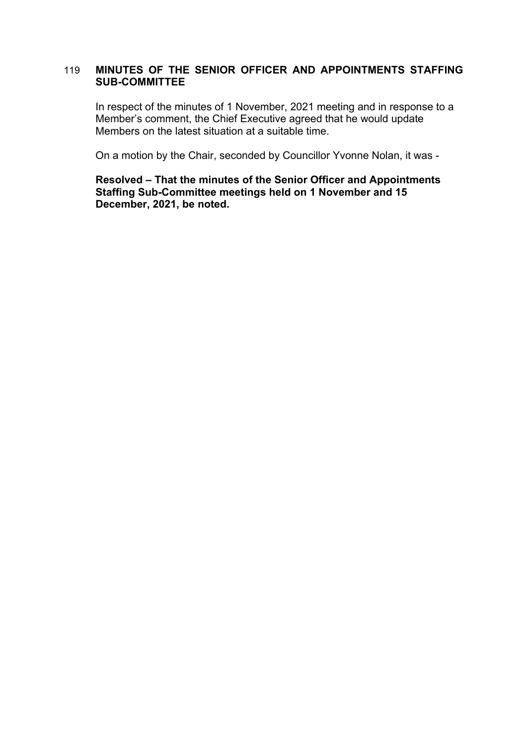## 119 MINUTES OF THE SENIOR OFFICER AND APPOINTMENTS STAFFING SUB-COMMITTEE

In respect of the minutes of 1 November, 2021 meeting and in response to a Member's comment, the Chief Executive agreed that he would update Members on the latest situation at a suitable time.

On a motion by the Chair, seconded by Councillor Yvonne Nolan, it was -

**Resolved – That the minutes of the Senior Officer and Appointments Staffing Sub-Committee meetings held on 1 November and 15 December, 2021, be noted.**